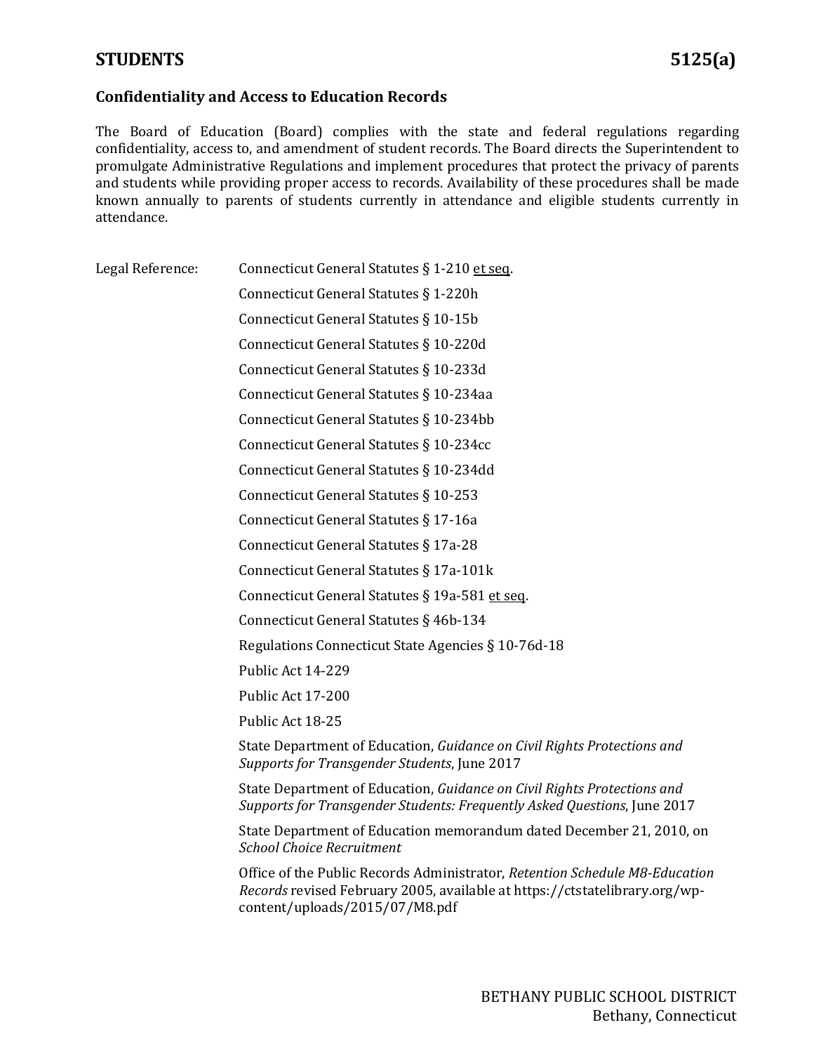# STUDENTS 5125(a)

## Confidentiality and Access to Education Records

The Board of Education (Board) complies with the state and federal regulations regarding confidentiality, access to, and amendment of student records. The Board directs the Superintendent to promulgate Administrative Regulations and implement procedures that protect the privacy of parents and students while providing proper access to records. Availability of these procedures shall be made known annually to parents of students currently in attendance and eligible students currently in attendance.

Legal Reference:

Connecticut General Statutes § 1-210 et seq.

Connecticut General Statutes § 1-220h

Connecticut General Statutes § 10-15b

Connecticut General Statutes § 10-220d

Connecticut General Statutes § 10-233d

Connecticut General Statutes § 10-234aa

Connecticut General Statutes § 10-234bb

Connecticut General Statutes § 10-234cc

Connecticut General Statutes § 10-234dd

Connecticut General Statutes § 10-253

Connecticut General Statutes § 17-16a

Connecticut General Statutes § 17a-28

Connecticut General Statutes § 17a-101k

Connecticut General Statutes § 19a-581 et seq.

Connecticut General Statutes § 46b-134

Regulations Connecticut State Agencies § 10-76d-18

Public Act 14-229

Public Act 17-200

Public Act 18-25

State Department of Education, *Guidance on Civil Rights Protections and Supports for Transgender Students*, June 2017

State Department of Education, *Guidance on Civil Rights Protections and Supports for Transgender Students: Frequently Asked Questions*, June 2017

State Department of Education memorandum dated December 21, 2010, on *School Choice Recruitment*

Office of the Public Records Administrator, *Retention Schedule M8-Education Records* revised February 2005, available at https://ctstatelibrary.org/wp-content/uploads/2015/07/M8.pdf

BETHANY PUBLIC SCHOOL DISTRICT
Bethany, Connecticut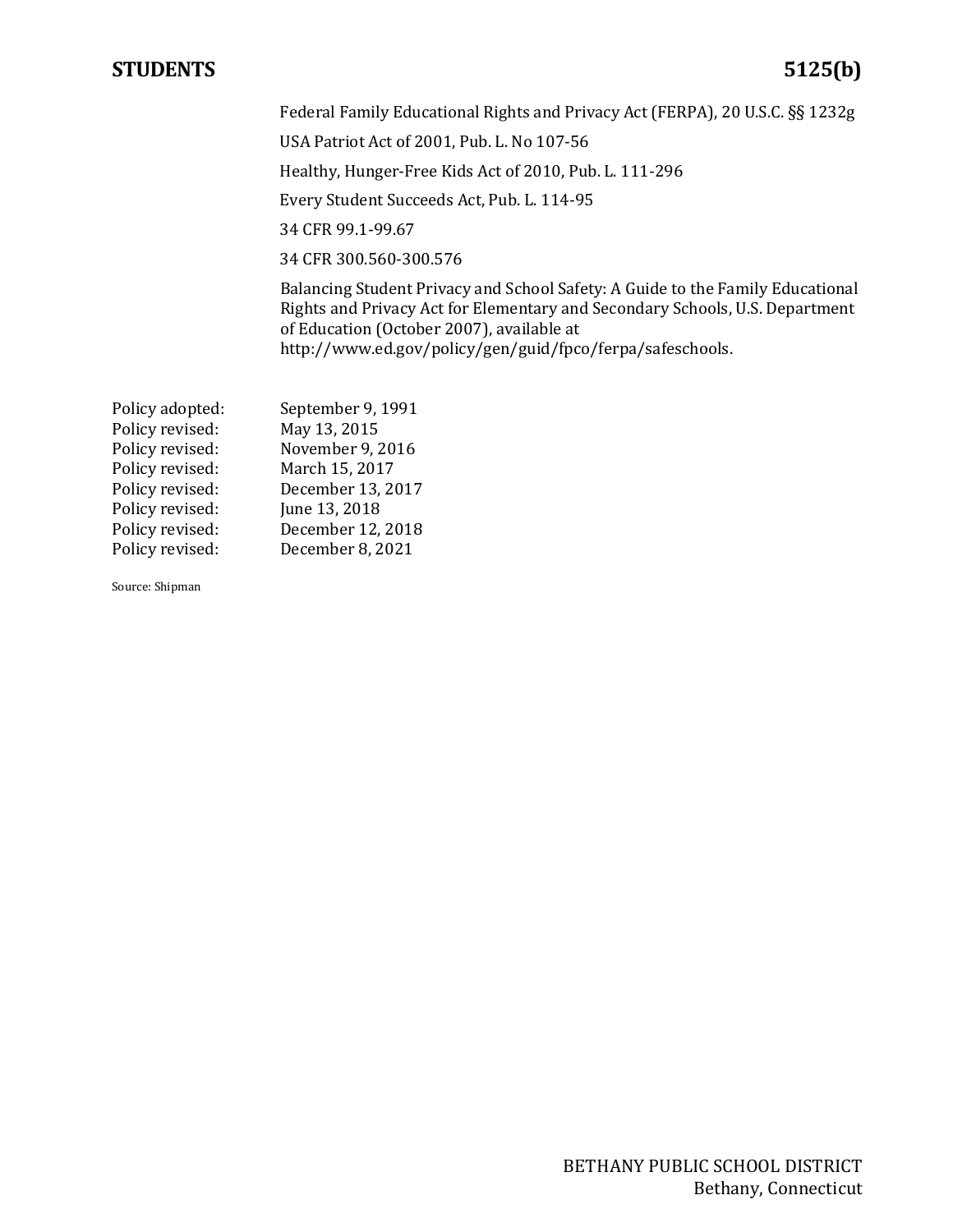Federal Family Educational Rights and Privacy Act (FERPA), 20 U.S.C. §§ 1232g

USA Patriot Act of 2001, Pub. L. No 107-56

Healthy, Hunger-Free Kids Act of 2010, Pub. L. 111-296

Every Student Succeeds Act, Pub. L. 114-95

34 CFR 99.1-99.67

34 CFR 300.560-300.576

Balancing Student Privacy and School Safety: A Guide to the Family Educational Rights and Privacy Act for Elementary and Secondary Schools, U.S. Department of Education (October 2007), available at http://www.ed.gov/policy/gen/guid/fpco/ferpa/safeschools.

| | |
|---|---|
| Policy adopted: | September 9, 1991 |
| Policy revised: | May 13, 2015 |
| Policy revised: | November 9, 2016 |
| Policy revised: | March 15, 2017 |
| Policy revised: | December 13, 2017 |
| Policy revised: | June 13, 2018 |
| Policy revised: | December 12, 2018 |
| Policy revised: | December 8, 2021 |

Source: Shipman